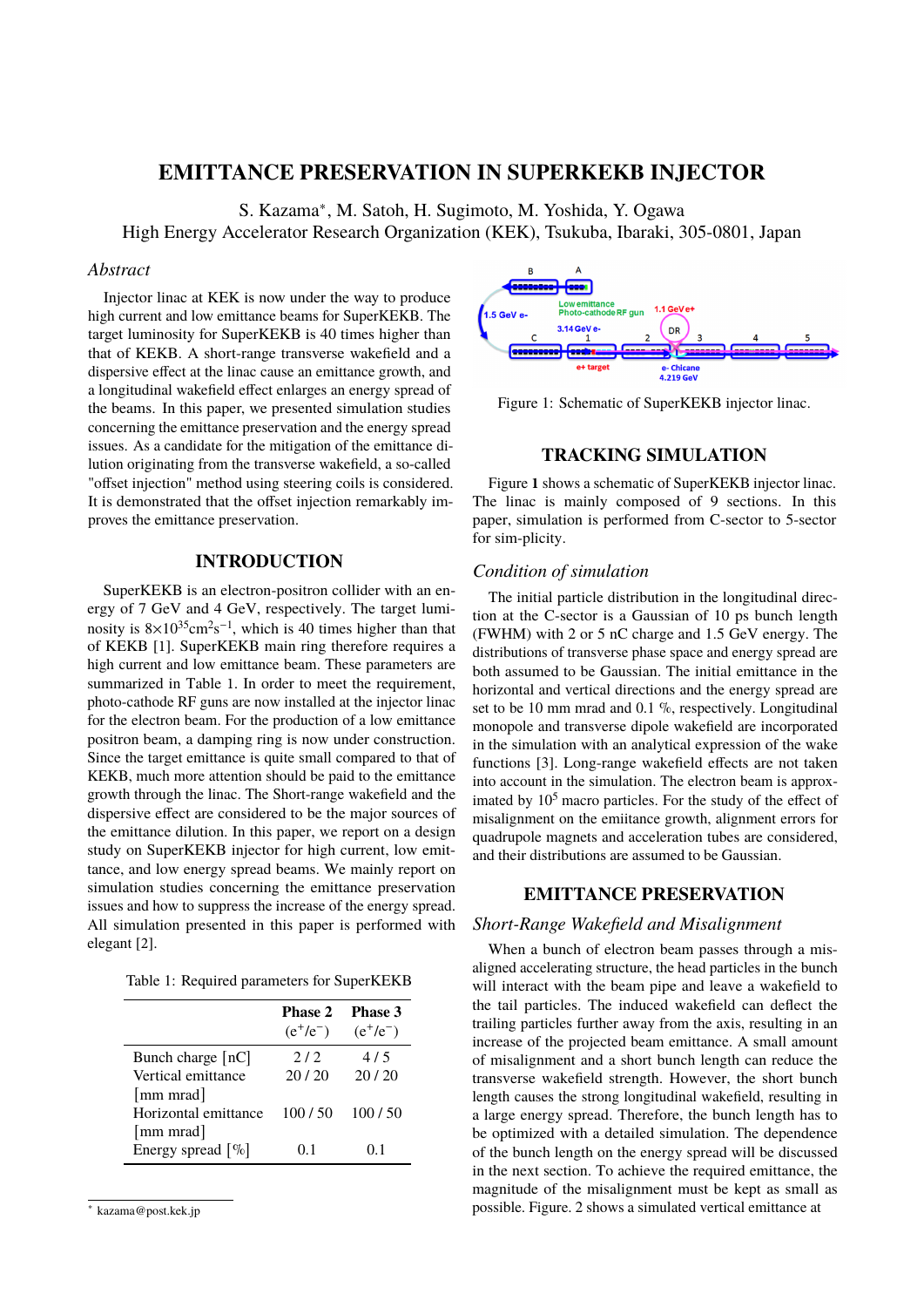# EMITTANCE PRESERVATION IN SUPERKEKB INJECTOR

S. Kazama*, M. Satoh, H. Sugimoto, M. Yoshida, Y. Ogawa
High Energy Accelerator Research Organization (KEK), Tsukuba, Ibaraki, 305-0801, Japan

## *Abstract*

Injector linac at KEK is now under the way to produce high current and low emittance beams for SuperKEKB. The target luminosity for SuperKEKB is 40 times higher than that of KEKB. A short-range transverse wakefield and a dispersive effect at the linac cause an emittance growth, and a longitudinal wakefield effect enlarges an energy spread of the beams. In this paper, we presented simulation studies concerning the emittance preservation and the energy spread issues. As a candidate for the mitigation of the emittance dilution originating from the transverse wakefield, a so-called "offset injection" method using steering coils is considered. It is demonstrated that the offset injection remarkably improves the emittance preservation.

## INTRODUCTION

SuperKEKB is an electron-positron collider with an energy of 7 GeV and 4 GeV, respectively. The target luminosity is $8{\times}10^{35}\mathrm{cm}^2\mathrm{s}^{-1}$, which is 40 times higher than that of KEKB [1]. SuperKEKB main ring therefore requires a high current and low emittance beam. These parameters are summarized in Table 1. In order to meet the requirement, photo-cathode RF guns are now installed at the injector linac for the electron beam. For the production of a low emittance positron beam, a damping ring is now under construction. Since the target emittance is quite small compared to that of KEKB, much more attention should be paid to the emittance growth through the linac. The Short-range wakefield and the dispersive effect are considered to be the major sources of the emittance dilution. In this paper, we report on a design study on SuperKEKB injector for high current, low emittance, and low energy spread beams. We mainly report on simulation studies concerning the emittance preservation issues and how to suppress the increase of the energy spread. All simulation presented in this paper is performed with elegant [2].

Table 1: Required parameters for SuperKEKB

| | Phase 2 ($e^+/e^-$) | Phase 3 ($e^+/e^-$) |
|---|---|---|
| Bunch charge [nC] | 2 / 2 | 4 / 5 |
| Vertical emittance [mm mrad] | 20 / 20 | 20 / 20 |
| Horizontal emittance [mm mrad] | 100 / 50 | 100 / 50 |
| Energy spread [%] | 0.1 | 0.1 |

Figure 1: Schematic of SuperKEKB injector linac.

## TRACKING SIMULATION

Figure **1** shows a schematic of SuperKEKB injector linac. The linac is mainly composed of 9 sections. In this paper, simulation is performed from C-sector to 5-sector for sim-plicity.

### *Condition of simulation*

The initial particle distribution in the longitudinal direction at the C-sector is a Gaussian of 10 ps bunch length (FWHM) with 2 or 5 nC charge and 1.5 GeV energy. The distributions of transverse phase space and energy spread are both assumed to be Gaussian. The initial emittance in the horizontal and vertical directions and the energy spread are set to be 10 mm mrad and 0.1 %, respectively. Longitudinal monopole and transverse dipole wakefield are incorporated in the simulation with an analytical expression of the wake functions [3]. Long-range wakefield effects are not taken into account in the simulation. The electron beam is approximated by $10^5$ macro particles. For the study of the effect of misalignment on the emiitance growth, alignment errors for quadrupole magnets and acceleration tubes are considered, and their distributions are assumed to be Gaussian.

## EMITTANCE PRESERVATION

### *Short-Range Wakefield and Misalignment*

When a bunch of electron beam passes through a misaligned accelerating structure, the head particles in the bunch will interact with the beam pipe and leave a wakefield to the tail particles. The induced wakefield can deflect the trailing particles further away from the axis, resulting in an increase of the projected beam emittance. A small amount of misalignment and a short bunch length can reduce the transverse wakefield strength. However, the short bunch length causes the strong longitudinal wakefield, resulting in a large energy spread. Therefore, the bunch length has to be optimized with a detailed simulation. The dependence of the bunch length on the energy spread will be discussed in the next section. To achieve the required emittance, the magnitude of the misalignment must be kept as small as possible. Figure. 2 shows a simulated vertical emittance at

* kazama@post.kek.jp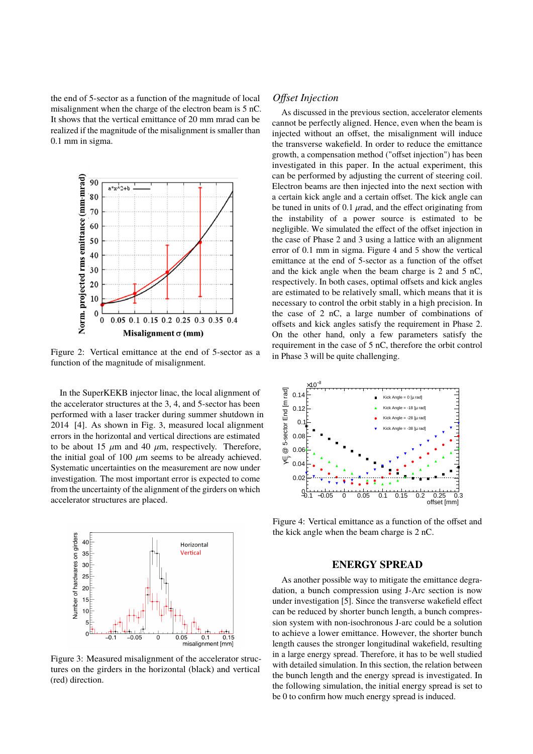the end of 5-sector as a function of the magnitude of local misalignment when the charge of the electron beam is 5 nC. It shows that the vertical emittance of 20 mm mrad can be realized if the magnitude of the misalignment is smaller than 0.1 mm in sigma.

Figure 2: Vertical emittance at the end of 5-sector as a function of the magnitude of misalignment.

In the SuperKEKB injector linac, the local alignment of the accelerator structures at the 3, 4, and 5-sector has been performed with a laser tracker during summer shutdown in 2014 [4]. As shown in Fig. 3, measured local alignment errors in the horizontal and vertical directions are estimated to be about 15 $\mu$m and 40 $\mu$m, respectively. Therefore, the initial goal of 100 $\mu$m seems to be already achieved. Systematic uncertainties on the measurement are now under investigation. The most important error is expected to come from the uncertainty of the alignment of the girders on which accelerator structures are placed.

Figure 3: Measured misalignment of the accelerator structures on the girders in the horizontal (black) and vertical (red) direction.

### *Offset Injection*

As discussed in the previous section, accelerator elements cannot be perfectly aligned. Hence, even when the beam is injected without an offset, the misalignment will induce the transverse wakefield. In order to reduce the emittance growth, a compensation method ("offset injection") has been investigated in this paper. In the actual experiment, this can be performed by adjusting the current of steering coil. Electron beams are then injected into the next section with a certain kick angle and a certain offset. The kick angle can be tuned in units of 0.1 $\mu$rad, and the effect originating from the instability of a power source is estimated to be negligible. We simulated the effect of the offset injection in the case of Phase 2 and 3 using a lattice with an alignment error of 0.1 mm in sigma. Figure 4 and 5 show the vertical emittance at the end of 5-sector as a function of the offset and the kick angle when the beam charge is 2 and 5 nC, respectively. In both cases, optimal offsets and kick angles are estimated to be relatively small, which means that it is necessary to control the orbit stably in a high precision. In the case of 2 nC, a large number of combinations of offsets and kick angles satisfy the requirement in Phase 2. On the other hand, only a few parameters satisfy the requirement in the case of 5 nC, therefore the orbit control in Phase 3 will be quite challenging.

Figure 4: Vertical emittance as a function of the offset and the kick angle when the beam charge is 2 nC.

## ENERGY SPREAD

As another possible way to mitigate the emittance degradation, a bunch compression using J-Arc section is now under investigation [5]. Since the transverse wakefield effect can be reduced by shorter bunch length, a bunch compression system with non-isochronous J-arc could be a solution to achieve a lower emittance. However, the shorter bunch length causes the stronger longitudinal wakefield, resulting in a large energy spread. Therefore, it has to be well studied with detailed simulation. In this section, the relation between the bunch length and the energy spread is investigated. In the following simulation, the initial energy spread is set to be 0 to confirm how much energy spread is induced.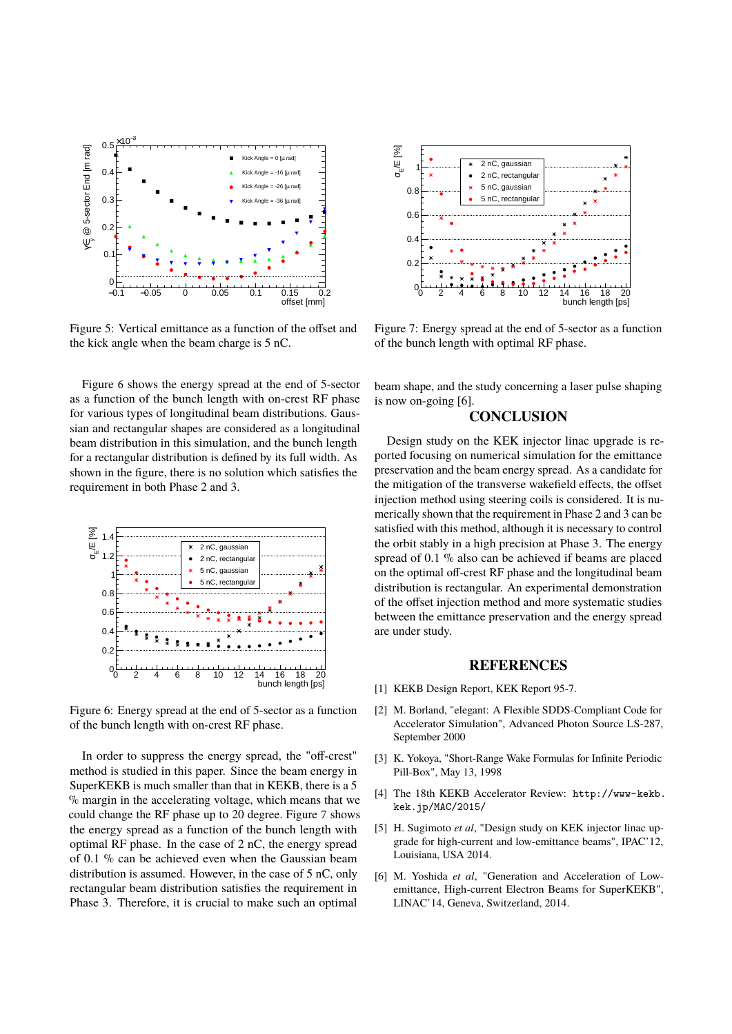$\times 10^{-3}$
0.5
0.4
0.3
0.2
0.1
0
−0.1 −0.05 0 0.05 0.1 0.15 0.2
offset [mm]
$\gamma\epsilon_y$ @ 5-sector End [m rad]
Kick Angle = 0 [μ rad]
Kick Angle = -16 [μ rad]
Kick Angle = -26 [μ rad]
Kick Angle = -36 [μ rad]

Figure 5: Vertical emittance as a function of the offset and the kick angle when the beam charge is 5 nC.

Figure 6 shows the energy spread at the end of 5-sector as a function of the bunch length with on-crest RF phase for various types of longitudinal beam distributions. Gaussian and rectangular shapes are considered as a longitudinal beam distribution in this simulation, and the bunch length for a rectangular distribution is defined by its full width. As shown in the figure, there is no solution which satisfies the requirement in both Phase 2 and 3.

$\sigma_E/E$ [%]
1.4
1.2
1
0.8
0.6
0.4
0.2
0
0 2 4 6 8 10 12 14 16 18 20
bunch length [ps]
2 nC, gaussian
2 nC, rectangular
5 nC, gaussian
5 nC, rectangular

Figure 6: Energy spread at the end of 5-sector as a function of the bunch length with on-crest RF phase.

In order to suppress the energy spread, the "off-crest" method is studied in this paper. Since the beam energy in SuperKEKB is much smaller than that in KEKB, there is a 5 % margin in the accelerating voltage, which means that we could change the RF phase up to 20 degree. Figure 7 shows the energy spread as a function of the bunch length with optimal RF phase. In the case of 2 nC, the energy spread of 0.1 % can be achieved even when the Gaussian beam distribution is assumed. However, in the case of 5 nC, only rectangular beam distribution satisfies the requirement in Phase 3. Therefore, it is crucial to make such an optimal

$\sigma_E/E$ [%]
1
0.8
0.6
0.4
0.2
0
0 2 4 6 8 10 12 14 16 18 20
bunch length [ps]
2 nC, gaussian
2 nC, rectangular
5 nC, gaussian
5 nC, rectangular

Figure 7: Energy spread at the end of 5-sector as a function of the bunch length with optimal RF phase.

beam shape, and the study concerning a laser pulse shaping is now on-going [6].

## CONCLUSION

Design study on the KEK injector linac upgrade is reported focusing on numerical simulation for the emittance preservation and the beam energy spread. As a candidate for the mitigation of the transverse wakefield effects, the offset injection method using steering coils is considered. It is numerically shown that the requirement in Phase 2 and 3 can be satisfied with this method, although it is necessary to control the orbit stably in a high precision at Phase 3. The energy spread of 0.1 % also can be achieved if beams are placed on the optimal off-crest RF phase and the longitudinal beam distribution is rectangular. An experimental demonstration of the offset injection method and more systematic studies between the emittance preservation and the energy spread are under study.

## REFERENCES

[1] KEKB Design Report, KEK Report 95-7.

[2] M. Borland, "elegant: A Flexible SDDS-Compliant Code for Accelerator Simulation", Advanced Photon Source LS-287, September 2000

[3] K. Yokoya, "Short-Range Wake Formulas for Infinite Periodic Pill-Box", May 13, 1998

[4] The 18th KEKB Accelerator Review: `http://www-kekb.kek.jp/MAC/2015/`

[5] H. Sugimoto *et al*, "Design study on KEK injector linac upgrade for high-current and low-emittance beams", IPAC'12, Louisiana, USA 2014.

[6] M. Yoshida *et al*, "Generation and Acceleration of Low-emittance, High-current Electron Beams for SuperKEKB", LINAC'14, Geneva, Switzerland, 2014.